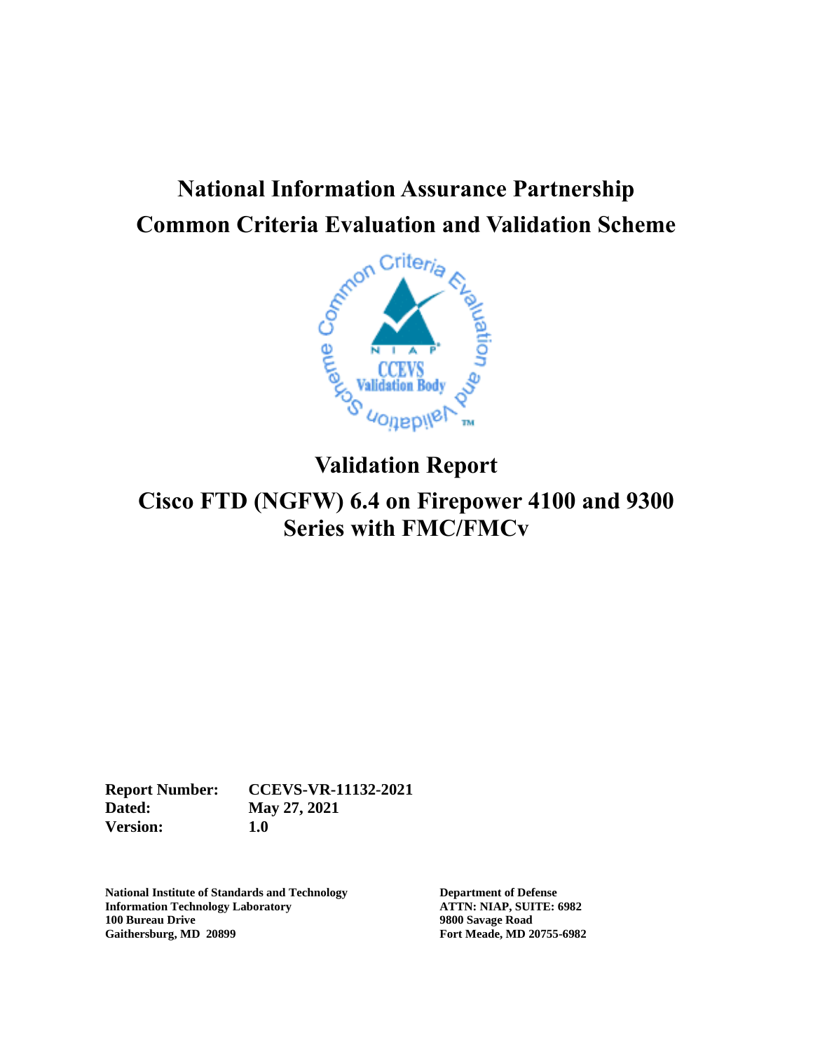# National Information Assurance Partnership
# Common Criteria Evaluation and Validation Scheme

## Validation Report

## Cisco FTD (NGFW) 6.4 on Firepower 4100 and 9300 Series with FMC/FMCv

**Report Number:** CCEVS-VR-11132-2021
**Dated:** May 27, 2021
**Version:** 1.0

**National Institute of Standards and Technology**
**Information Technology Laboratory**
**100 Bureau Drive**
**Gaithersburg, MD 20899**

**Department of Defense**
**ATTN: NIAP, SUITE: 6982**
**9800 Savage Road**
**Fort Meade, MD 20755-6982**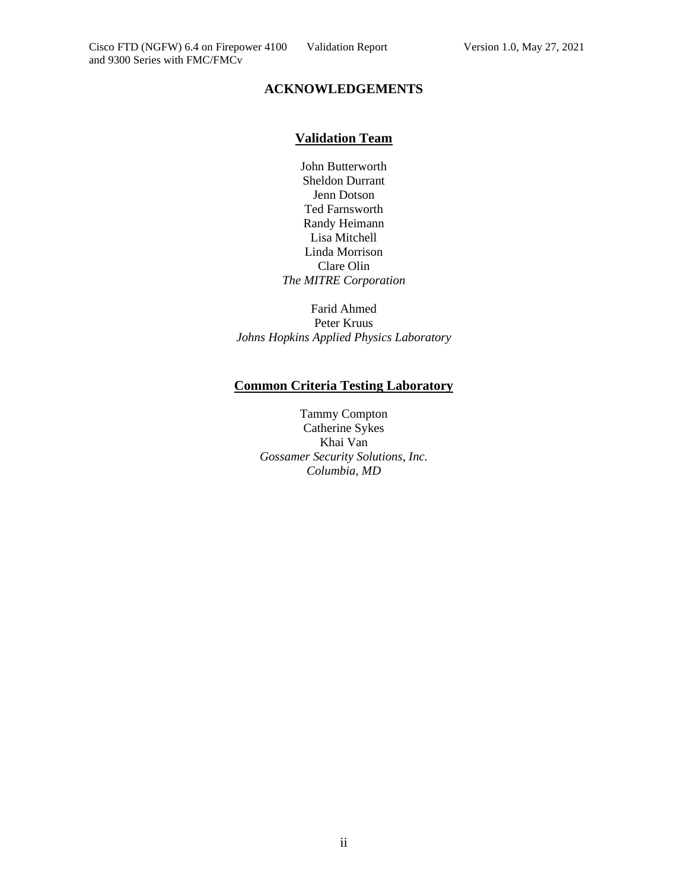# ACKNOWLEDGEMENTS

## Validation Team

John Butterworth
Sheldon Durrant
Jenn Dotson
Ted Farnsworth
Randy Heimann
Lisa Mitchell
Linda Morrison
Clare Olin
*The MITRE Corporation*

Farid Ahmed
Peter Kruus
*Johns Hopkins Applied Physics Laboratory*

## Common Criteria Testing Laboratory

Tammy Compton
Catherine Sykes
Khai Van
*Gossamer Security Solutions, Inc.*
*Columbia, MD*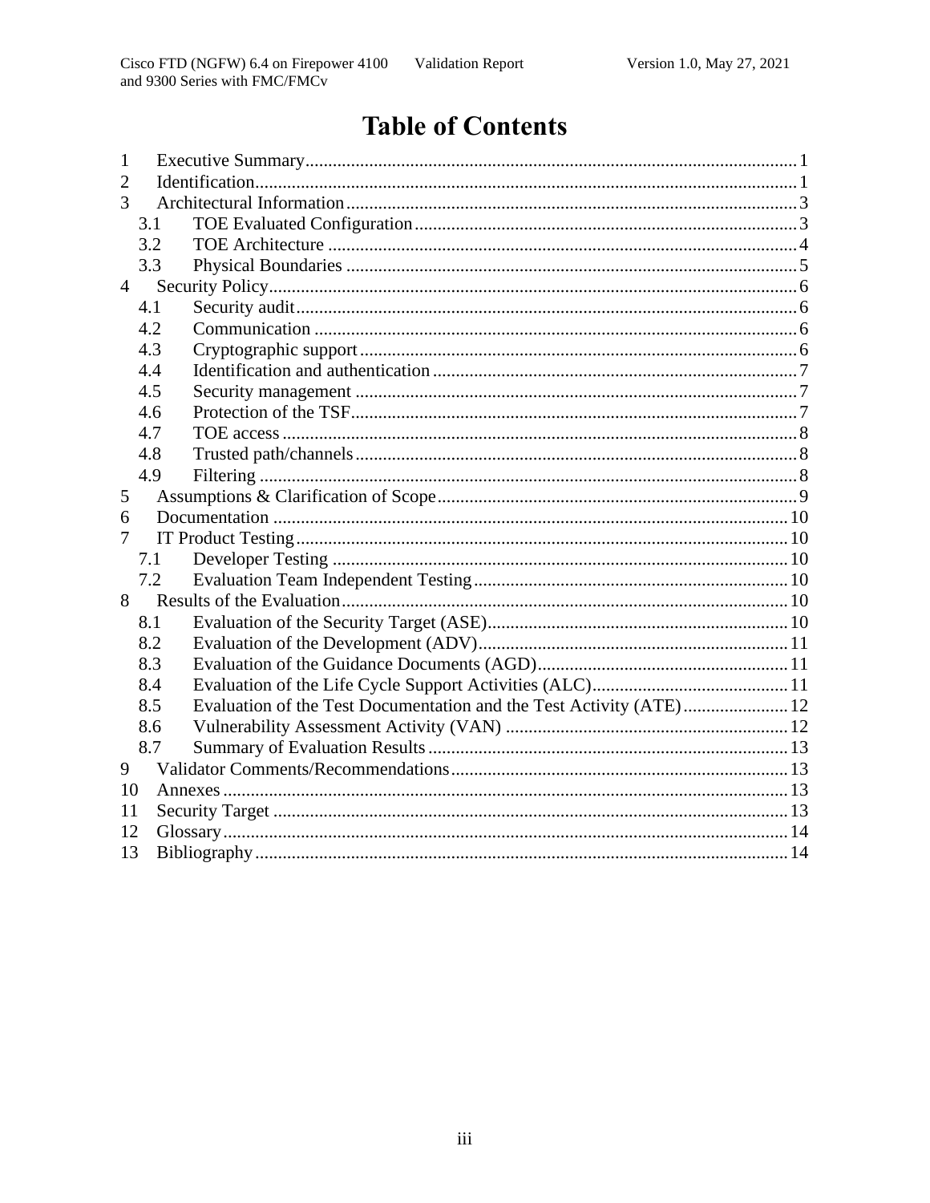# Table of Contents

- 1 Executive Summary ........ 1
- 2 Identification ........ 1
- 3 Architectural Information ........ 3
  - 3.1 TOE Evaluated Configuration ........ 3
  - 3.2 TOE Architecture ........ 4
  - 3.3 Physical Boundaries ........ 5
- 4 Security Policy ........ 6
  - 4.1 Security audit ........ 6
  - 4.2 Communication ........ 6
  - 4.3 Cryptographic support ........ 6
  - 4.4 Identification and authentication ........ 7
  - 4.5 Security management ........ 7
  - 4.6 Protection of the TSF ........ 7
  - 4.7 TOE access ........ 8
  - 4.8 Trusted path/channels ........ 8
  - 4.9 Filtering ........ 8
- 5 Assumptions & Clarification of Scope ........ 9
- 6 Documentation ........ 10
- 7 IT Product Testing ........ 10
  - 7.1 Developer Testing ........ 10
  - 7.2 Evaluation Team Independent Testing ........ 10
- 8 Results of the Evaluation ........ 10
  - 8.1 Evaluation of the Security Target (ASE) ........ 10
  - 8.2 Evaluation of the Development (ADV) ........ 11
  - 8.3 Evaluation of the Guidance Documents (AGD) ........ 11
  - 8.4 Evaluation of the Life Cycle Support Activities (ALC) ........ 11
  - 8.5 Evaluation of the Test Documentation and the Test Activity (ATE) ........ 12
  - 8.6 Vulnerability Assessment Activity (VAN) ........ 12
  - 8.7 Summary of Evaluation Results ........ 13
- 9 Validator Comments/Recommendations ........ 13
- 10 Annexes ........ 13
- 11 Security Target ........ 13
- 12 Glossary ........ 14
- 13 Bibliography ........ 14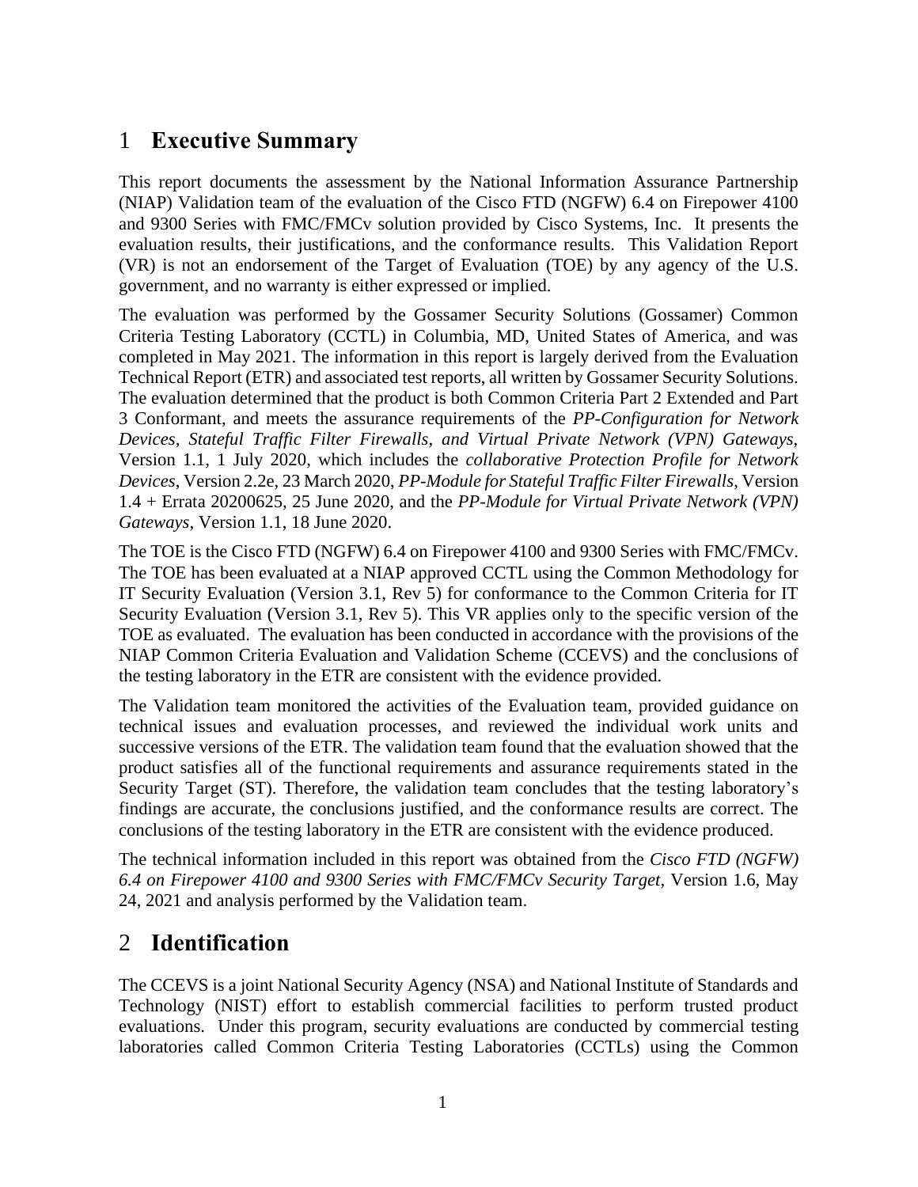# 1 Executive Summary

This report documents the assessment by the National Information Assurance Partnership (NIAP) Validation team of the evaluation of the Cisco FTD (NGFW) 6.4 on Firepower 4100 and 9300 Series with FMC/FMCv solution provided by Cisco Systems, Inc. It presents the evaluation results, their justifications, and the conformance results. This Validation Report (VR) is not an endorsement of the Target of Evaluation (TOE) by any agency of the U.S. government, and no warranty is either expressed or implied.

The evaluation was performed by the Gossamer Security Solutions (Gossamer) Common Criteria Testing Laboratory (CCTL) in Columbia, MD, United States of America, and was completed in May 2021. The information in this report is largely derived from the Evaluation Technical Report (ETR) and associated test reports, all written by Gossamer Security Solutions. The evaluation determined that the product is both Common Criteria Part 2 Extended and Part 3 Conformant, and meets the assurance requirements of the *PP-Configuration for Network Devices, Stateful Traffic Filter Firewalls, and Virtual Private Network (VPN) Gateways*, Version 1.1, 1 July 2020, which includes the *collaborative Protection Profile for Network Devices*, Version 2.2e, 23 March 2020, *PP-Module for Stateful Traffic Filter Firewalls*, Version 1.4 + Errata 20200625, 25 June 2020, and the *PP-Module for Virtual Private Network (VPN) Gateways*, Version 1.1, 18 June 2020.

The TOE is the Cisco FTD (NGFW) 6.4 on Firepower 4100 and 9300 Series with FMC/FMCv. The TOE has been evaluated at a NIAP approved CCTL using the Common Methodology for IT Security Evaluation (Version 3.1, Rev 5) for conformance to the Common Criteria for IT Security Evaluation (Version 3.1, Rev 5). This VR applies only to the specific version of the TOE as evaluated. The evaluation has been conducted in accordance with the provisions of the NIAP Common Criteria Evaluation and Validation Scheme (CCEVS) and the conclusions of the testing laboratory in the ETR are consistent with the evidence provided.

The Validation team monitored the activities of the Evaluation team, provided guidance on technical issues and evaluation processes, and reviewed the individual work units and successive versions of the ETR. The validation team found that the evaluation showed that the product satisfies all of the functional requirements and assurance requirements stated in the Security Target (ST). Therefore, the validation team concludes that the testing laboratory's findings are accurate, the conclusions justified, and the conformance results are correct. The conclusions of the testing laboratory in the ETR are consistent with the evidence produced.

The technical information included in this report was obtained from the *Cisco FTD (NGFW) 6.4 on Firepower 4100 and 9300 Series with FMC/FMCv Security Target*, Version 1.6, May 24, 2021 and analysis performed by the Validation team.

# 2 Identification

The CCEVS is a joint National Security Agency (NSA) and National Institute of Standards and Technology (NIST) effort to establish commercial facilities to perform trusted product evaluations. Under this program, security evaluations are conducted by commercial testing laboratories called Common Criteria Testing Laboratories (CCTLs) using the Common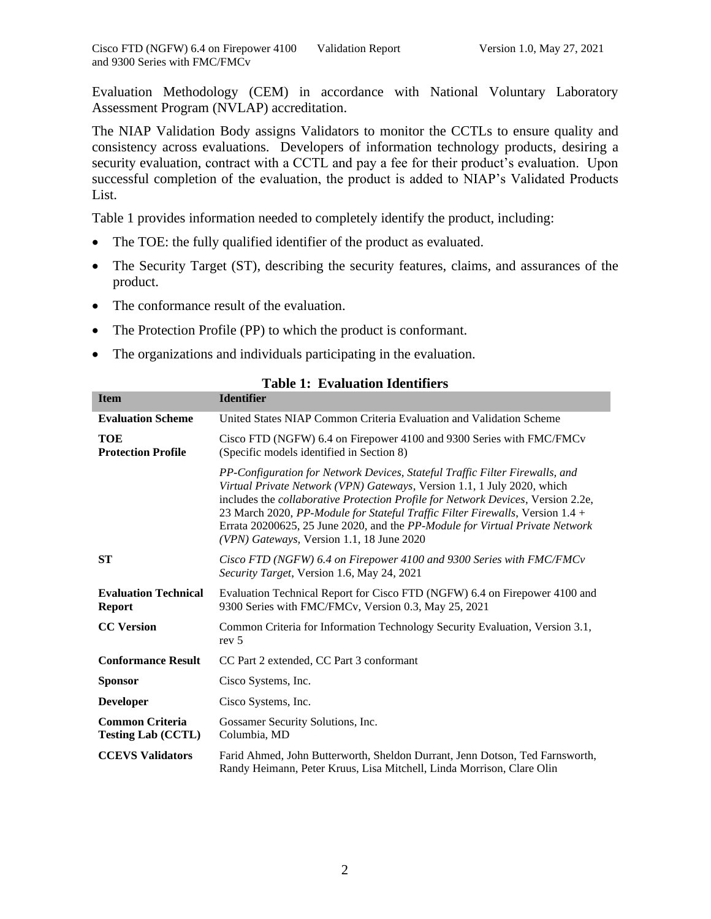Evaluation Methodology (CEM) in accordance with National Voluntary Laboratory Assessment Program (NVLAP) accreditation.

The NIAP Validation Body assigns Validators to monitor the CCTLs to ensure quality and consistency across evaluations. Developers of information technology products, desiring a security evaluation, contract with a CCTL and pay a fee for their product's evaluation. Upon successful completion of the evaluation, the product is added to NIAP's Validated Products List.

Table 1 provides information needed to completely identify the product, including:

- The TOE: the fully qualified identifier of the product as evaluated.
- The Security Target (ST), describing the security features, claims, and assurances of the product.
- The conformance result of the evaluation.
- The Protection Profile (PP) to which the product is conformant.
- The organizations and individuals participating in the evaluation.

**Table 1: Evaluation Identifiers**

| Item | Identifier |
|---|---|
| **Evaluation Scheme** | United States NIAP Common Criteria Evaluation and Validation Scheme |
| **TOE** | Cisco FTD (NGFW) 6.4 on Firepower 4100 and 9300 Series with FMC/FMCv (Specific models identified in Section 8) |
| **Protection Profile** | *PP-Configuration for Network Devices, Stateful Traffic Filter Firewalls, and Virtual Private Network (VPN) Gateways*, Version 1.1, 1 July 2020, which includes the *collaborative Protection Profile for Network Devices*, Version 2.2e, 23 March 2020, *PP-Module for Stateful Traffic Filter Firewalls*, Version 1.4 + Errata 20200625, 25 June 2020, and the *PP-Module for Virtual Private Network (VPN) Gateways,* Version 1.1, 18 June 2020 |
| **ST** | *Cisco FTD (NGFW) 6.4 on Firepower 4100 and 9300 Series with FMC/FMCv Security Target*, Version 1.6, May 24, 2021 |
| **Evaluation Technical Report** | Evaluation Technical Report for Cisco FTD (NGFW) 6.4 on Firepower 4100 and 9300 Series with FMC/FMCv, Version 0.3, May 25, 2021 |
| **CC Version** | Common Criteria for Information Technology Security Evaluation, Version 3.1, rev 5 |
| **Conformance Result** | CC Part 2 extended, CC Part 3 conformant |
| **Sponsor** | Cisco Systems, Inc. |
| **Developer** | Cisco Systems, Inc. |
| **Common Criteria Testing Lab (CCTL)** | Gossamer Security Solutions, Inc. Columbia, MD |
| **CCEVS Validators** | Farid Ahmed, John Butterworth, Sheldon Durrant, Jenn Dotson, Ted Farnsworth, Randy Heimann, Peter Kruus, Lisa Mitchell, Linda Morrison, Clare Olin |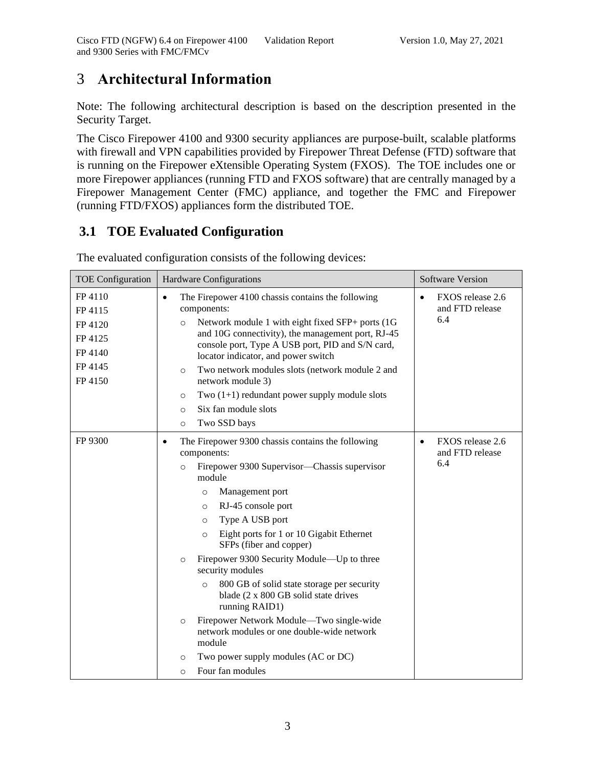# 3 Architectural Information

Note: The following architectural description is based on the description presented in the Security Target.

The Cisco Firepower 4100 and 9300 security appliances are purpose-built, scalable platforms with firewall and VPN capabilities provided by Firepower Threat Defense (FTD) software that is running on the Firepower eXtensible Operating System (FXOS). The TOE includes one or more Firepower appliances (running FTD and FXOS software) that are centrally managed by a Firepower Management Center (FMC) appliance, and together the FMC and Firepower (running FTD/FXOS) appliances form the distributed TOE.

## 3.1 TOE Evaluated Configuration

The evaluated configuration consists of the following devices:

| TOE Configuration | Hardware Configurations | Software Version |
|---|---|---|
| FP 4110<br>FP 4115<br>FP 4120<br>FP 4125<br>FP 4140<br>FP 4145<br>FP 4150 | • The Firepower 4100 chassis contains the following components:<br>&nbsp;&nbsp;○ Network module 1 with eight fixed SFP+ ports (1G and 10G connectivity), the management port, RJ-45 console port, Type A USB port, PID and S/N card, locator indicator, and power switch<br>&nbsp;&nbsp;○ Two network modules slots (network module 2 and network module 3)<br>&nbsp;&nbsp;○ Two (1+1) redundant power supply module slots<br>&nbsp;&nbsp;○ Six fan module slots<br>&nbsp;&nbsp;○ Two SSD bays | • FXOS release 2.6 and FTD release 6.4 |
| FP 9300 | • The Firepower 9300 chassis contains the following components:<br>&nbsp;&nbsp;○ Firepower 9300 Supervisor—Chassis supervisor module<br>&nbsp;&nbsp;&nbsp;&nbsp;○ Management port<br>&nbsp;&nbsp;&nbsp;&nbsp;○ RJ-45 console port<br>&nbsp;&nbsp;&nbsp;&nbsp;○ Type A USB port<br>&nbsp;&nbsp;&nbsp;&nbsp;○ Eight ports for 1 or 10 Gigabit Ethernet SFPs (fiber and copper)<br>&nbsp;&nbsp;○ Firepower 9300 Security Module—Up to three security modules<br>&nbsp;&nbsp;&nbsp;&nbsp;○ 800 GB of solid state storage per security blade (2 x 800 GB solid state drives running RAID1)<br>&nbsp;&nbsp;○ Firepower Network Module—Two single-wide network modules or one double-wide network module<br>&nbsp;&nbsp;○ Two power supply modules (AC or DC)<br>&nbsp;&nbsp;○ Four fan modules | • FXOS release 2.6 and FTD release 6.4 |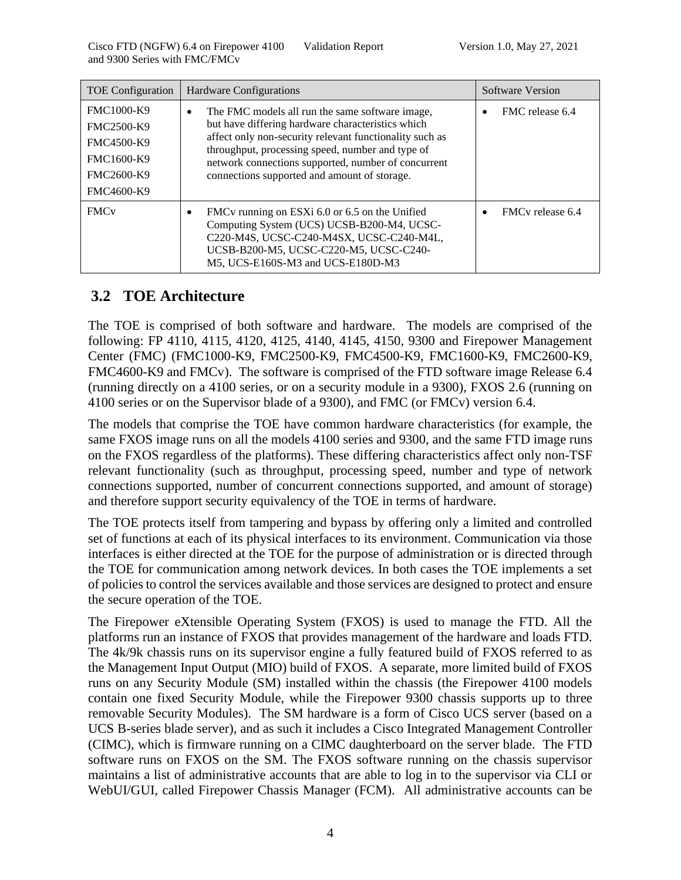| TOE Configuration | Hardware Configurations | Software Version |
| --- | --- | --- |
| FMC1000-K9<br>FMC2500-K9<br>FMC4500-K9<br>FMC1600-K9<br>FMC2600-K9<br>FMC4600-K9 | • The FMC models all run the same software image, but have differing hardware characteristics which affect only non-security relevant functionality such as throughput, processing speed, number and type of network connections supported, number of concurrent connections supported and amount of storage. | • FMC release 6.4 |
| FMCv | • FMCv running on ESXi 6.0 or 6.5 on the Unified Computing System (UCS) UCSB-B200-M4, UCSC-C220-M4S, UCSC-C240-M4SX, UCSC-C240-M4L, UCSB-B200-M5, UCSC-C220-M5, UCSC-C240-M5, UCS-E160S-M3 and UCS-E180D-M3 | • FMCv release 6.4 |

## 3.2 TOE Architecture

The TOE is comprised of both software and hardware. The models are comprised of the following: FP 4110, 4115, 4120, 4125, 4140, 4145, 4150, 9300 and Firepower Management Center (FMC) (FMC1000-K9, FMC2500-K9, FMC4500-K9, FMC1600-K9, FMC2600-K9, FMC4600-K9 and FMCv). The software is comprised of the FTD software image Release 6.4 (running directly on a 4100 series, or on a security module in a 9300), FXOS 2.6 (running on 4100 series or on the Supervisor blade of a 9300), and FMC (or FMCv) version 6.4.

The models that comprise the TOE have common hardware characteristics (for example, the same FXOS image runs on all the models 4100 series and 9300, and the same FTD image runs on the FXOS regardless of the platforms). These differing characteristics affect only non-TSF relevant functionality (such as throughput, processing speed, number and type of network connections supported, number of concurrent connections supported, and amount of storage) and therefore support security equivalency of the TOE in terms of hardware.

The TOE protects itself from tampering and bypass by offering only a limited and controlled set of functions at each of its physical interfaces to its environment. Communication via those interfaces is either directed at the TOE for the purpose of administration or is directed through the TOE for communication among network devices. In both cases the TOE implements a set of policies to control the services available and those services are designed to protect and ensure the secure operation of the TOE.

The Firepower eXtensible Operating System (FXOS) is used to manage the FTD. All the platforms run an instance of FXOS that provides management of the hardware and loads FTD. The 4k/9k chassis runs on its supervisor engine a fully featured build of FXOS referred to as the Management Input Output (MIO) build of FXOS. A separate, more limited build of FXOS runs on any Security Module (SM) installed within the chassis (the Firepower 4100 models contain one fixed Security Module, while the Firepower 9300 chassis supports up to three removable Security Modules). The SM hardware is a form of Cisco UCS server (based on a UCS B-series blade server), and as such it includes a Cisco Integrated Management Controller (CIMC), which is firmware running on a CIMC daughterboard on the server blade. The FTD software runs on FXOS on the SM. The FXOS software running on the chassis supervisor maintains a list of administrative accounts that are able to log in to the supervisor via CLI or WebUI/GUI, called Firepower Chassis Manager (FCM). All administrative accounts can be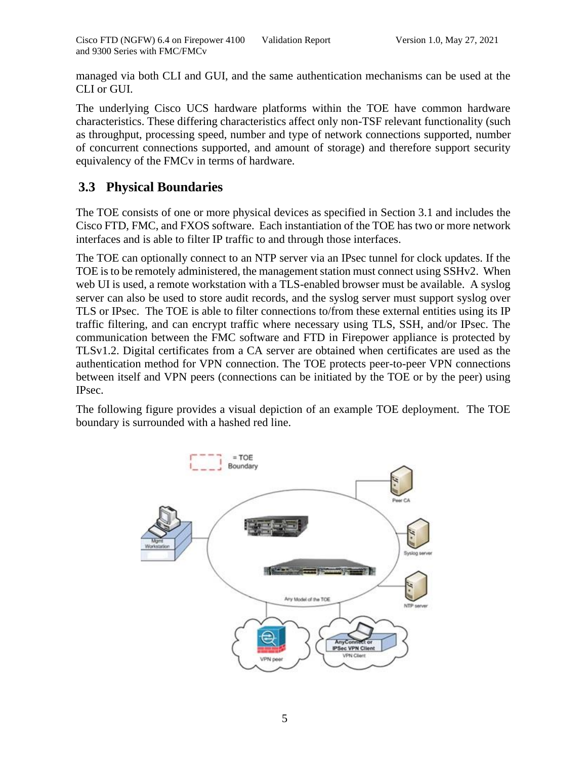managed via both CLI and GUI, and the same authentication mechanisms can be used at the CLI or GUI.

The underlying Cisco UCS hardware platforms within the TOE have common hardware characteristics. These differing characteristics affect only non-TSF relevant functionality (such as throughput, processing speed, number and type of network connections supported, number of concurrent connections supported, and amount of storage) and therefore support security equivalency of the FMCv in terms of hardware.

## 3.3 Physical Boundaries

The TOE consists of one or more physical devices as specified in Section 3.1 and includes the Cisco FTD, FMC, and FXOS software. Each instantiation of the TOE has two or more network interfaces and is able to filter IP traffic to and through those interfaces.

The TOE can optionally connect to an NTP server via an IPsec tunnel for clock updates. If the TOE is to be remotely administered, the management station must connect using SSHv2. When web UI is used, a remote workstation with a TLS-enabled browser must be available. A syslog server can also be used to store audit records, and the syslog server must support syslog over TLS or IPsec. The TOE is able to filter connections to/from these external entities using its IP traffic filtering, and can encrypt traffic where necessary using TLS, SSH, and/or IPsec. The communication between the FMC software and FTD in Firepower appliance is protected by TLSv1.2. Digital certificates from a CA server are obtained when certificates are used as the authentication method for VPN connection. The TOE protects peer-to-peer VPN connections between itself and VPN peers (connections can be initiated by the TOE or by the peer) using IPsec.

The following figure provides a visual depiction of an example TOE deployment. The TOE boundary is surrounded with a hashed red line.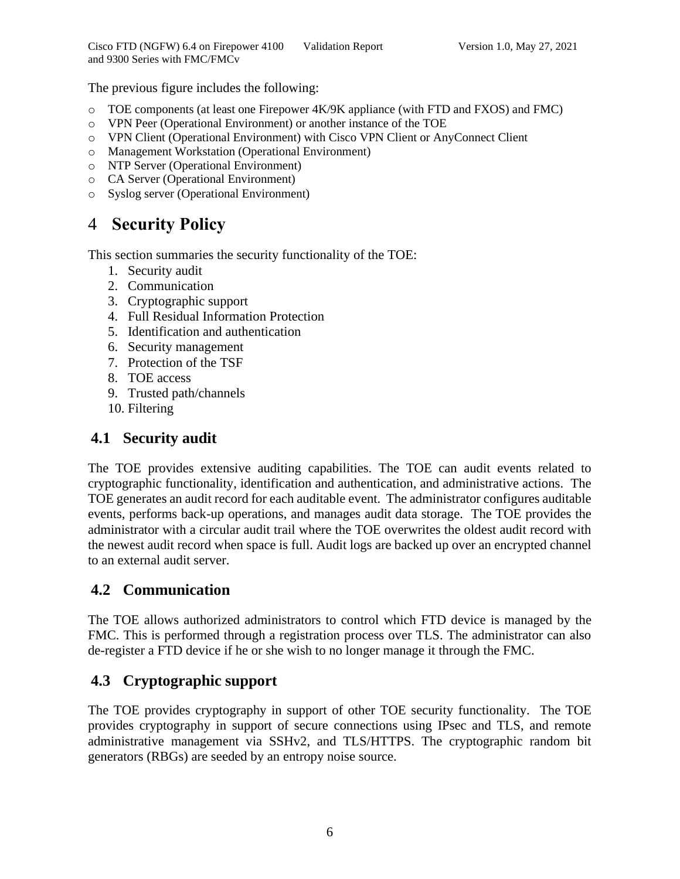The previous figure includes the following:

- TOE components (at least one Firepower 4K/9K appliance (with FTD and FXOS) and FMC)
- VPN Peer (Operational Environment) or another instance of the TOE
- VPN Client (Operational Environment) with Cisco VPN Client or AnyConnect Client
- Management Workstation (Operational Environment)
- NTP Server (Operational Environment)
- CA Server (Operational Environment)
- Syslog server (Operational Environment)

# 4 Security Policy

This section summaries the security functionality of the TOE:

1. Security audit
2. Communication
3. Cryptographic support
4. Full Residual Information Protection
5. Identification and authentication
6. Security management
7. Protection of the TSF
8. TOE access
9. Trusted path/channels
10. Filtering

## 4.1 Security audit

The TOE provides extensive auditing capabilities. The TOE can audit events related to cryptographic functionality, identification and authentication, and administrative actions. The TOE generates an audit record for each auditable event. The administrator configures auditable events, performs back-up operations, and manages audit data storage. The TOE provides the administrator with a circular audit trail where the TOE overwrites the oldest audit record with the newest audit record when space is full. Audit logs are backed up over an encrypted channel to an external audit server.

## 4.2 Communication

The TOE allows authorized administrators to control which FTD device is managed by the FMC. This is performed through a registration process over TLS. The administrator can also de-register a FTD device if he or she wish to no longer manage it through the FMC.

## 4.3 Cryptographic support

The TOE provides cryptography in support of other TOE security functionality. The TOE provides cryptography in support of secure connections using IPsec and TLS, and remote administrative management via SSHv2, and TLS/HTTPS. The cryptographic random bit generators (RBGs) are seeded by an entropy noise source.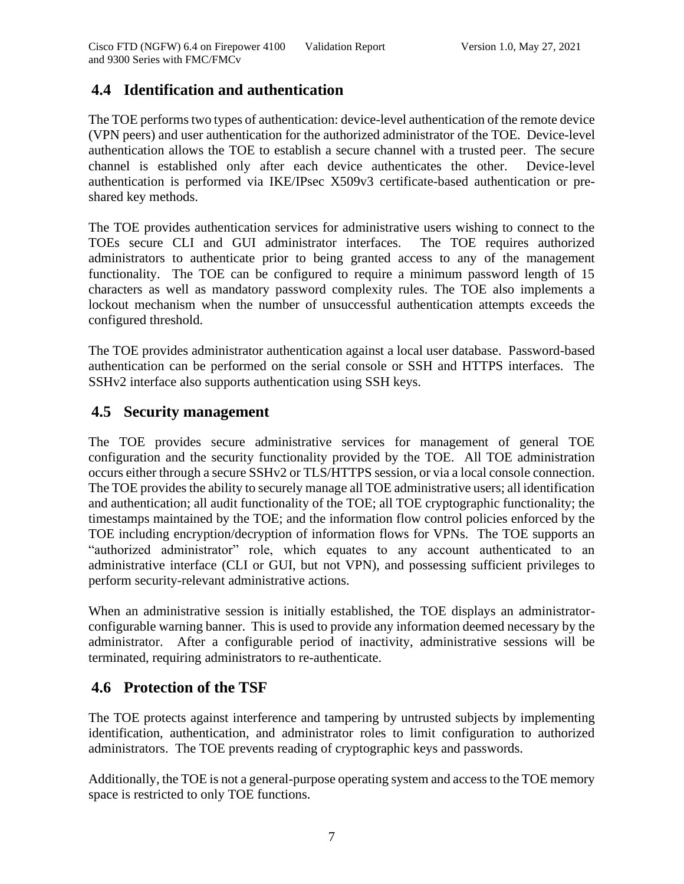## 4.4 Identification and authentication

The TOE performs two types of authentication: device-level authentication of the remote device (VPN peers) and user authentication for the authorized administrator of the TOE. Device-level authentication allows the TOE to establish a secure channel with a trusted peer. The secure channel is established only after each device authenticates the other. Device-level authentication is performed via IKE/IPsec X509v3 certificate-based authentication or pre-shared key methods.

The TOE provides authentication services for administrative users wishing to connect to the TOEs secure CLI and GUI administrator interfaces. The TOE requires authorized administrators to authenticate prior to being granted access to any of the management functionality. The TOE can be configured to require a minimum password length of 15 characters as well as mandatory password complexity rules. The TOE also implements a lockout mechanism when the number of unsuccessful authentication attempts exceeds the configured threshold.

The TOE provides administrator authentication against a local user database. Password-based authentication can be performed on the serial console or SSH and HTTPS interfaces. The SSHv2 interface also supports authentication using SSH keys.

## 4.5 Security management

The TOE provides secure administrative services for management of general TOE configuration and the security functionality provided by the TOE. All TOE administration occurs either through a secure SSHv2 or TLS/HTTPS session, or via a local console connection. The TOE provides the ability to securely manage all TOE administrative users; all identification and authentication; all audit functionality of the TOE; all TOE cryptographic functionality; the timestamps maintained by the TOE; and the information flow control policies enforced by the TOE including encryption/decryption of information flows for VPNs. The TOE supports an "authorized administrator" role, which equates to any account authenticated to an administrative interface (CLI or GUI, but not VPN), and possessing sufficient privileges to perform security-relevant administrative actions.

When an administrative session is initially established, the TOE displays an administrator-configurable warning banner. This is used to provide any information deemed necessary by the administrator. After a configurable period of inactivity, administrative sessions will be terminated, requiring administrators to re-authenticate.

## 4.6 Protection of the TSF

The TOE protects against interference and tampering by untrusted subjects by implementing identification, authentication, and administrator roles to limit configuration to authorized administrators. The TOE prevents reading of cryptographic keys and passwords.

Additionally, the TOE is not a general-purpose operating system and access to the TOE memory space is restricted to only TOE functions.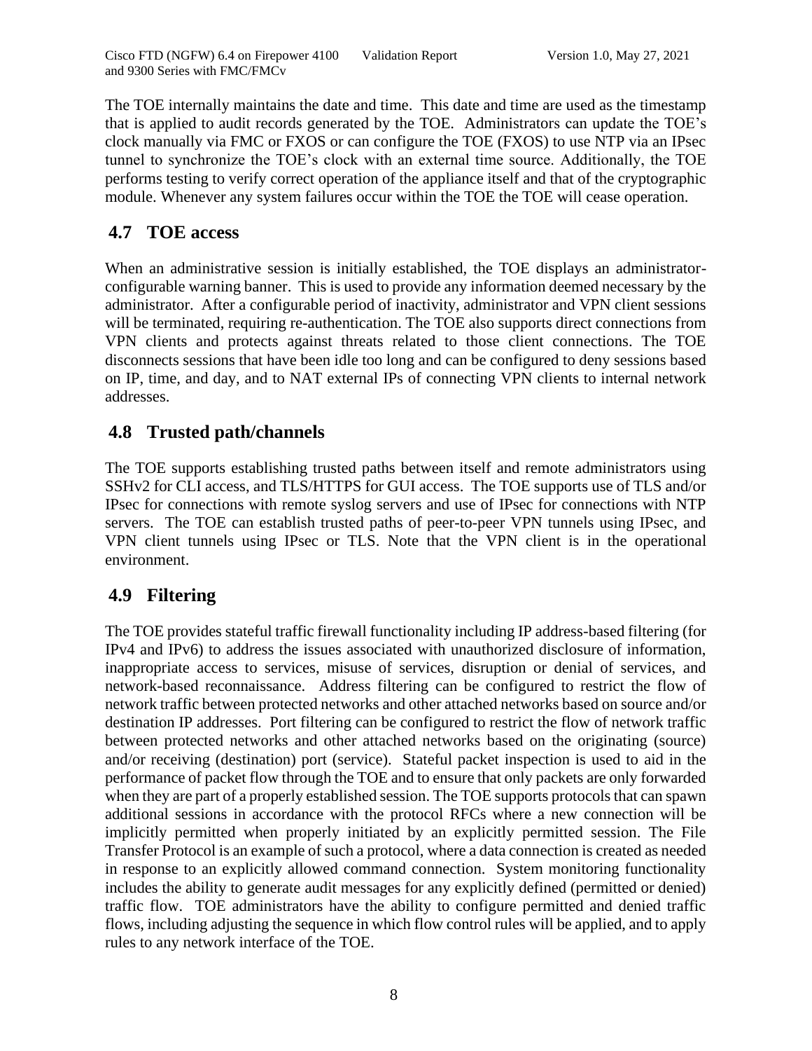The TOE internally maintains the date and time. This date and time are used as the timestamp that is applied to audit records generated by the TOE. Administrators can update the TOE's clock manually via FMC or FXOS or can configure the TOE (FXOS) to use NTP via an IPsec tunnel to synchronize the TOE's clock with an external time source. Additionally, the TOE performs testing to verify correct operation of the appliance itself and that of the cryptographic module. Whenever any system failures occur within the TOE the TOE will cease operation.

## 4.7 TOE access

When an administrative session is initially established, the TOE displays an administrator-configurable warning banner. This is used to provide any information deemed necessary by the administrator. After a configurable period of inactivity, administrator and VPN client sessions will be terminated, requiring re-authentication. The TOE also supports direct connections from VPN clients and protects against threats related to those client connections. The TOE disconnects sessions that have been idle too long and can be configured to deny sessions based on IP, time, and day, and to NAT external IPs of connecting VPN clients to internal network addresses.

## 4.8 Trusted path/channels

The TOE supports establishing trusted paths between itself and remote administrators using SSHv2 for CLI access, and TLS/HTTPS for GUI access. The TOE supports use of TLS and/or IPsec for connections with remote syslog servers and use of IPsec for connections with NTP servers. The TOE can establish trusted paths of peer-to-peer VPN tunnels using IPsec, and VPN client tunnels using IPsec or TLS. Note that the VPN client is in the operational environment.

## 4.9 Filtering

The TOE provides stateful traffic firewall functionality including IP address-based filtering (for IPv4 and IPv6) to address the issues associated with unauthorized disclosure of information, inappropriate access to services, misuse of services, disruption or denial of services, and network-based reconnaissance. Address filtering can be configured to restrict the flow of network traffic between protected networks and other attached networks based on source and/or destination IP addresses. Port filtering can be configured to restrict the flow of network traffic between protected networks and other attached networks based on the originating (source) and/or receiving (destination) port (service). Stateful packet inspection is used to aid in the performance of packet flow through the TOE and to ensure that only packets are only forwarded when they are part of a properly established session. The TOE supports protocols that can spawn additional sessions in accordance with the protocol RFCs where a new connection will be implicitly permitted when properly initiated by an explicitly permitted session. The File Transfer Protocol is an example of such a protocol, where a data connection is created as needed in response to an explicitly allowed command connection. System monitoring functionality includes the ability to generate audit messages for any explicitly defined (permitted or denied) traffic flow. TOE administrators have the ability to configure permitted and denied traffic flows, including adjusting the sequence in which flow control rules will be applied, and to apply rules to any network interface of the TOE.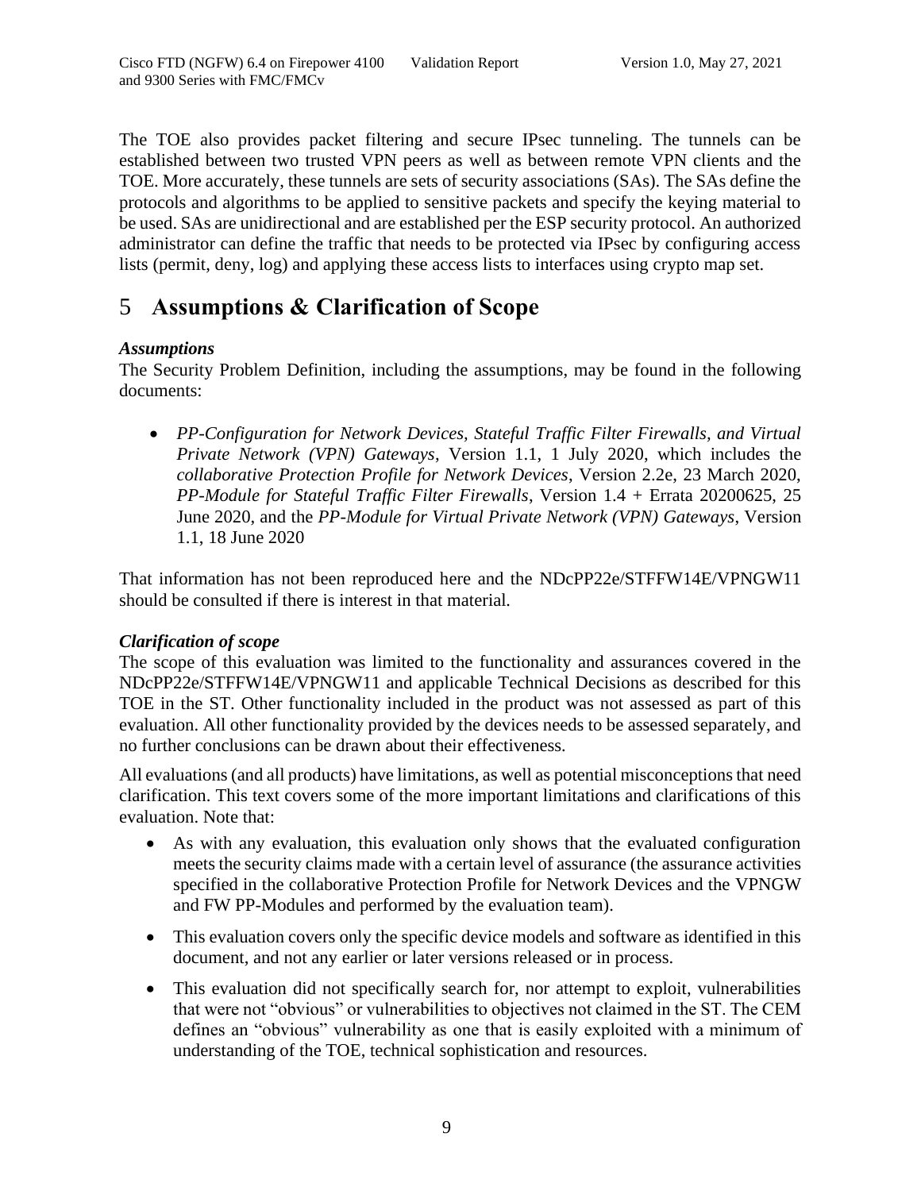The TOE also provides packet filtering and secure IPsec tunneling. The tunnels can be established between two trusted VPN peers as well as between remote VPN clients and the TOE. More accurately, these tunnels are sets of security associations (SAs). The SAs define the protocols and algorithms to be applied to sensitive packets and specify the keying material to be used. SAs are unidirectional and are established per the ESP security protocol. An authorized administrator can define the traffic that needs to be protected via IPsec by configuring access lists (permit, deny, log) and applying these access lists to interfaces using crypto map set.

# 5 Assumptions & Clarification of Scope

***Assumptions***

The Security Problem Definition, including the assumptions, may be found in the following documents:

- *PP-Configuration for Network Devices, Stateful Traffic Filter Firewalls, and Virtual Private Network (VPN) Gateways*, Version 1.1, 1 July 2020, which includes the *collaborative Protection Profile for Network Devices*, Version 2.2e, 23 March 2020, *PP-Module for Stateful Traffic Filter Firewalls*, Version 1.4 + Errata 20200625, 25 June 2020, and the *PP-Module for Virtual Private Network (VPN) Gateways*, Version 1.1, 18 June 2020

That information has not been reproduced here and the NDcPP22e/STFFW14E/VPNGW11 should be consulted if there is interest in that material.

***Clarification of scope***

The scope of this evaluation was limited to the functionality and assurances covered in the NDcPP22e/STFFW14E/VPNGW11 and applicable Technical Decisions as described for this TOE in the ST. Other functionality included in the product was not assessed as part of this evaluation. All other functionality provided by the devices needs to be assessed separately, and no further conclusions can be drawn about their effectiveness.

All evaluations (and all products) have limitations, as well as potential misconceptions that need clarification. This text covers some of the more important limitations and clarifications of this evaluation. Note that:

- As with any evaluation, this evaluation only shows that the evaluated configuration meets the security claims made with a certain level of assurance (the assurance activities specified in the collaborative Protection Profile for Network Devices and the VPNGW and FW PP-Modules and performed by the evaluation team).
- This evaluation covers only the specific device models and software as identified in this document, and not any earlier or later versions released or in process.
- This evaluation did not specifically search for, nor attempt to exploit, vulnerabilities that were not "obvious" or vulnerabilities to objectives not claimed in the ST. The CEM defines an "obvious" vulnerability as one that is easily exploited with a minimum of understanding of the TOE, technical sophistication and resources.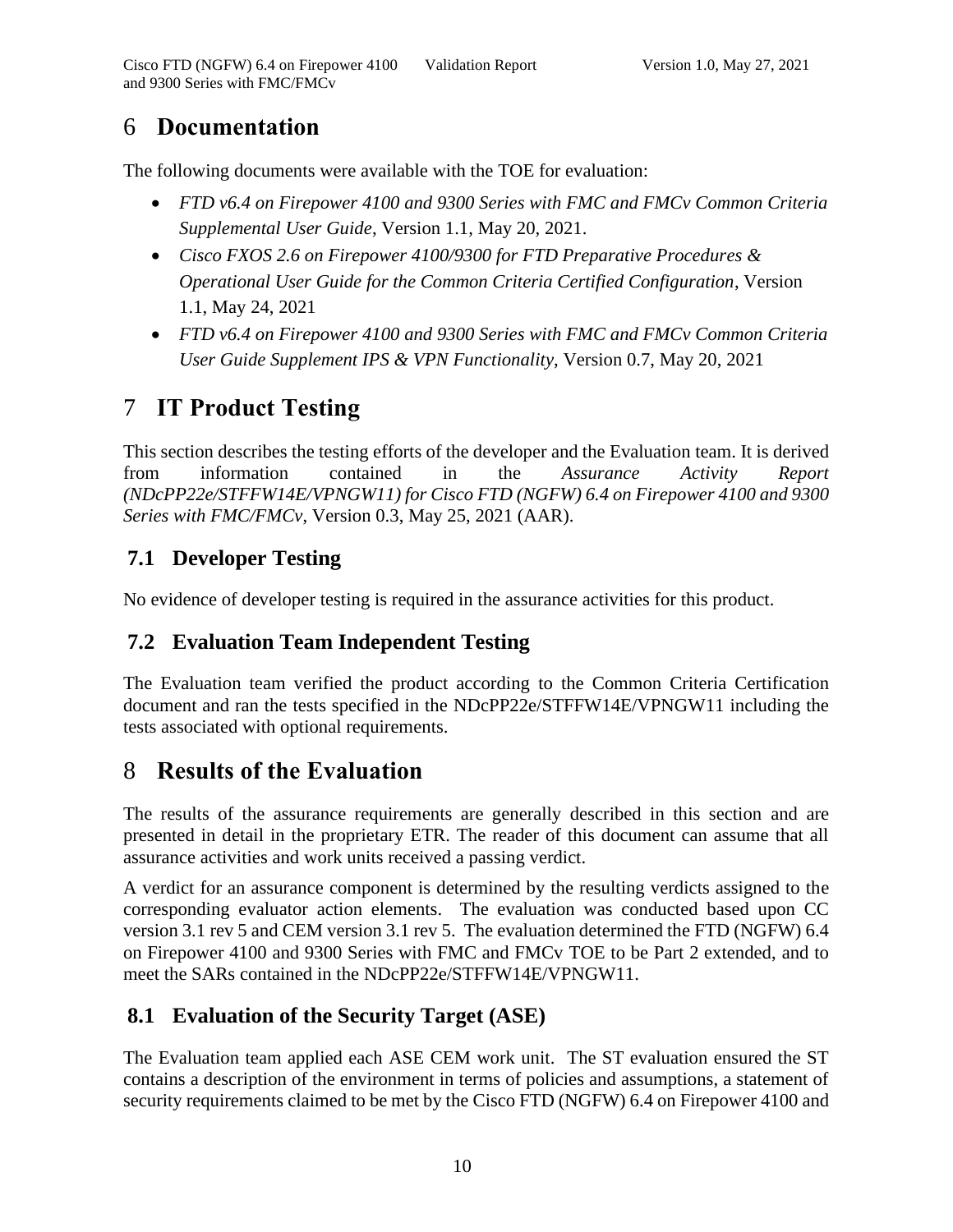# 6 Documentation

The following documents were available with the TOE for evaluation:

- *FTD v6.4 on Firepower 4100 and 9300 Series with FMC and FMCv Common Criteria Supplemental User Guide*, Version 1.1, May 20, 2021.
- *Cisco FXOS 2.6 on Firepower 4100/9300 for FTD Preparative Procedures & Operational User Guide for the Common Criteria Certified Configuration*, Version 1.1, May 24, 2021
- *FTD v6.4 on Firepower 4100 and 9300 Series with FMC and FMCv Common Criteria User Guide Supplement IPS & VPN Functionality*, Version 0.7, May 20, 2021

# 7 IT Product Testing

This section describes the testing efforts of the developer and the Evaluation team. It is derived from information contained in the *Assurance Activity Report (NDcPP22e/STFFW14E/VPNGW11) for Cisco FTD (NGFW) 6.4 on Firepower 4100 and 9300 Series with FMC/FMCv*, Version 0.3, May 25, 2021 (AAR).

## 7.1 Developer Testing

No evidence of developer testing is required in the assurance activities for this product.

## 7.2 Evaluation Team Independent Testing

The Evaluation team verified the product according to the Common Criteria Certification document and ran the tests specified in the NDcPP22e/STFFW14E/VPNGW11 including the tests associated with optional requirements.

# 8 Results of the Evaluation

The results of the assurance requirements are generally described in this section and are presented in detail in the proprietary ETR. The reader of this document can assume that all assurance activities and work units received a passing verdict.

A verdict for an assurance component is determined by the resulting verdicts assigned to the corresponding evaluator action elements. The evaluation was conducted based upon CC version 3.1 rev 5 and CEM version 3.1 rev 5. The evaluation determined the FTD (NGFW) 6.4 on Firepower 4100 and 9300 Series with FMC and FMCv TOE to be Part 2 extended, and to meet the SARs contained in the NDcPP22e/STFFW14E/VPNGW11.

## 8.1 Evaluation of the Security Target (ASE)

The Evaluation team applied each ASE CEM work unit. The ST evaluation ensured the ST contains a description of the environment in terms of policies and assumptions, a statement of security requirements claimed to be met by the Cisco FTD (NGFW) 6.4 on Firepower 4100 and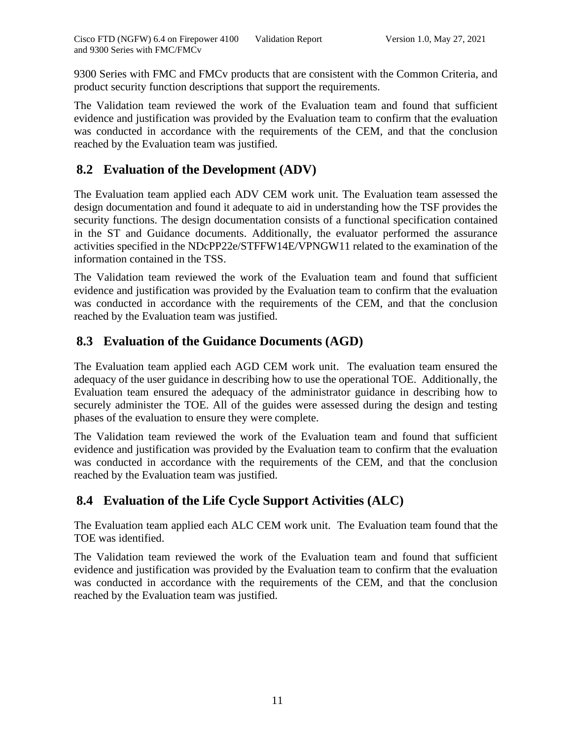9300 Series with FMC and FMCv products that are consistent with the Common Criteria, and product security function descriptions that support the requirements.

The Validation team reviewed the work of the Evaluation team and found that sufficient evidence and justification was provided by the Evaluation team to confirm that the evaluation was conducted in accordance with the requirements of the CEM, and that the conclusion reached by the Evaluation team was justified.

## 8.2 Evaluation of the Development (ADV)

The Evaluation team applied each ADV CEM work unit. The Evaluation team assessed the design documentation and found it adequate to aid in understanding how the TSF provides the security functions. The design documentation consists of a functional specification contained in the ST and Guidance documents. Additionally, the evaluator performed the assurance activities specified in the NDcPP22e/STFFW14E/VPNGW11 related to the examination of the information contained in the TSS.

The Validation team reviewed the work of the Evaluation team and found that sufficient evidence and justification was provided by the Evaluation team to confirm that the evaluation was conducted in accordance with the requirements of the CEM, and that the conclusion reached by the Evaluation team was justified.

## 8.3 Evaluation of the Guidance Documents (AGD)

The Evaluation team applied each AGD CEM work unit. The evaluation team ensured the adequacy of the user guidance in describing how to use the operational TOE. Additionally, the Evaluation team ensured the adequacy of the administrator guidance in describing how to securely administer the TOE. All of the guides were assessed during the design and testing phases of the evaluation to ensure they were complete.

The Validation team reviewed the work of the Evaluation team and found that sufficient evidence and justification was provided by the Evaluation team to confirm that the evaluation was conducted in accordance with the requirements of the CEM, and that the conclusion reached by the Evaluation team was justified.

## 8.4 Evaluation of the Life Cycle Support Activities (ALC)

The Evaluation team applied each ALC CEM work unit. The Evaluation team found that the TOE was identified.

The Validation team reviewed the work of the Evaluation team and found that sufficient evidence and justification was provided by the Evaluation team to confirm that the evaluation was conducted in accordance with the requirements of the CEM, and that the conclusion reached by the Evaluation team was justified.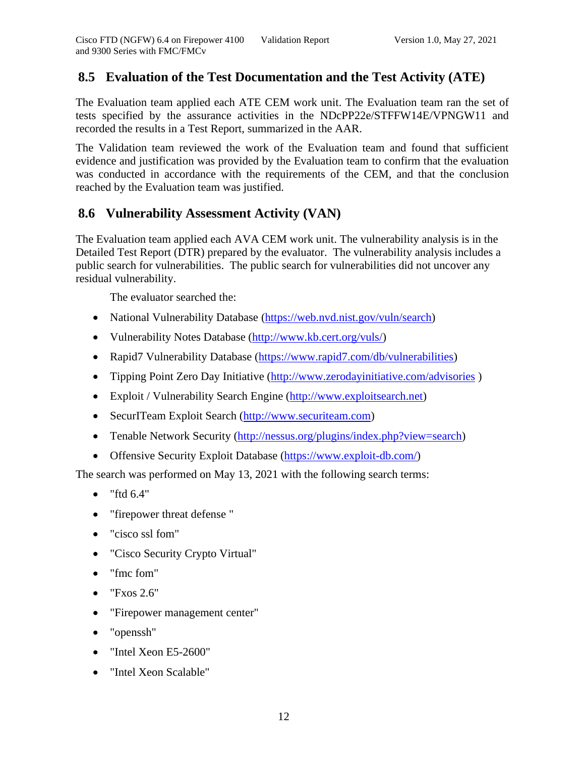## 8.5 Evaluation of the Test Documentation and the Test Activity (ATE)

The Evaluation team applied each ATE CEM work unit. The Evaluation team ran the set of tests specified by the assurance activities in the NDcPP22e/STFFW14E/VPNGW11 and recorded the results in a Test Report, summarized in the AAR.

The Validation team reviewed the work of the Evaluation team and found that sufficient evidence and justification was provided by the Evaluation team to confirm that the evaluation was conducted in accordance with the requirements of the CEM, and that the conclusion reached by the Evaluation team was justified.

## 8.6 Vulnerability Assessment Activity (VAN)

The Evaluation team applied each AVA CEM work unit. The vulnerability analysis is in the Detailed Test Report (DTR) prepared by the evaluator. The vulnerability analysis includes a public search for vulnerabilities. The public search for vulnerabilities did not uncover any residual vulnerability.

The evaluator searched the:

- National Vulnerability Database (https://web.nvd.nist.gov/vuln/search)
- Vulnerability Notes Database (http://www.kb.cert.org/vuls/)
- Rapid7 Vulnerability Database (https://www.rapid7.com/db/vulnerabilities)
- Tipping Point Zero Day Initiative (http://www.zerodayinitiative.com/advisories )
- Exploit / Vulnerability Search Engine (http://www.exploitsearch.net)
- SecurITeam Exploit Search (http://www.securiteam.com)
- Tenable Network Security (http://nessus.org/plugins/index.php?view=search)
- Offensive Security Exploit Database (https://www.exploit-db.com/)

The search was performed on May 13, 2021 with the following search terms:

- "ftd 6.4"
- "firepower threat defense "
- "cisco ssl fom"
- "Cisco Security Crypto Virtual"
- "fmc fom"
- "Fxos 2.6"
- "Firepower management center"
- "openssh"
- "Intel Xeon E5-2600"
- "Intel Xeon Scalable"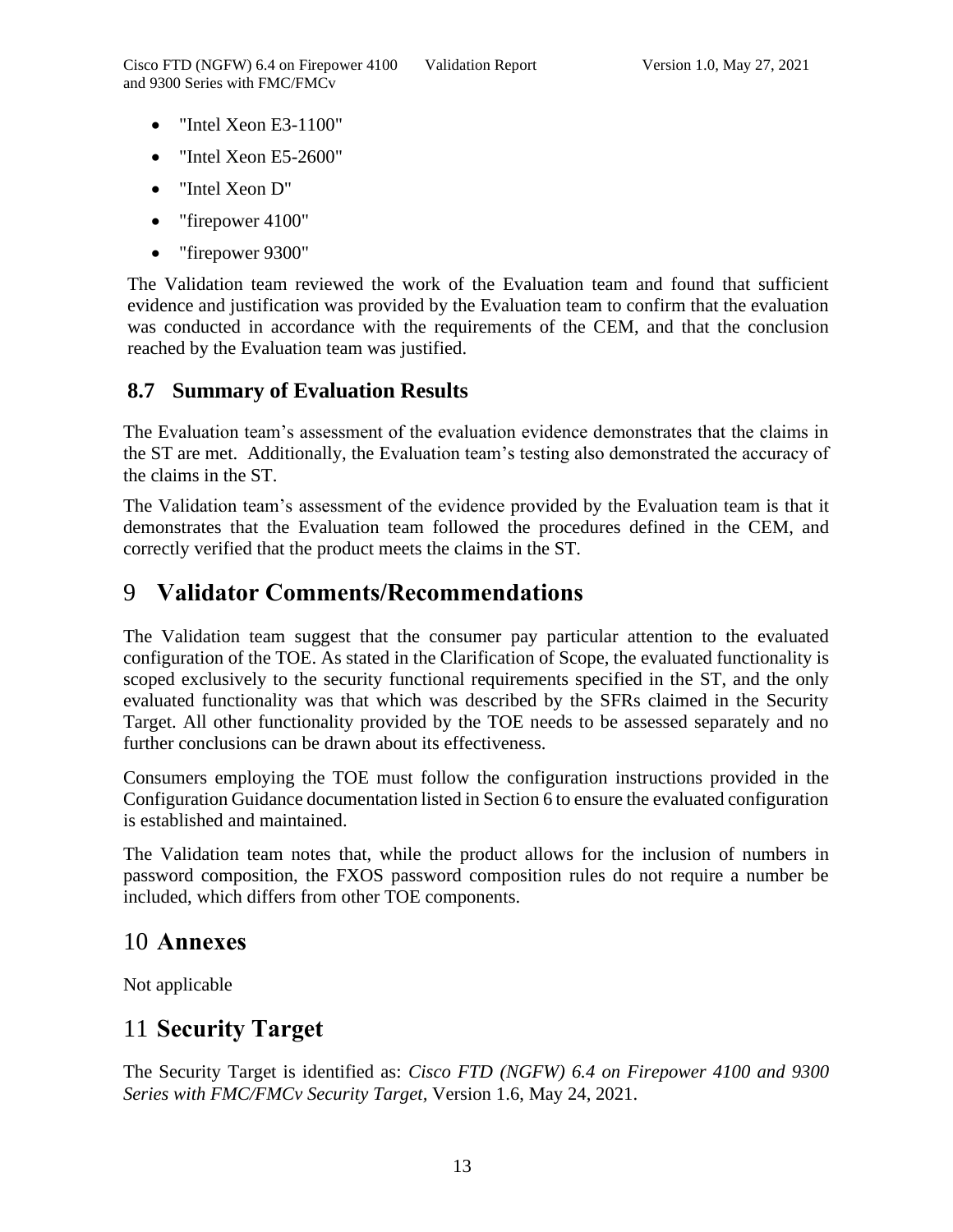- "Intel Xeon E3-1100"
- "Intel Xeon E5-2600"
- "Intel Xeon D"
- "firepower 4100"
- "firepower 9300"

The Validation team reviewed the work of the Evaluation team and found that sufficient evidence and justification was provided by the Evaluation team to confirm that the evaluation was conducted in accordance with the requirements of the CEM, and that the conclusion reached by the Evaluation team was justified.

## 8.7 Summary of Evaluation Results

The Evaluation team's assessment of the evaluation evidence demonstrates that the claims in the ST are met. Additionally, the Evaluation team's testing also demonstrated the accuracy of the claims in the ST.

The Validation team's assessment of the evidence provided by the Evaluation team is that it demonstrates that the Evaluation team followed the procedures defined in the CEM, and correctly verified that the product meets the claims in the ST.

# 9 Validator Comments/Recommendations

The Validation team suggest that the consumer pay particular attention to the evaluated configuration of the TOE. As stated in the Clarification of Scope, the evaluated functionality is scoped exclusively to the security functional requirements specified in the ST, and the only evaluated functionality was that which was described by the SFRs claimed in the Security Target. All other functionality provided by the TOE needs to be assessed separately and no further conclusions can be drawn about its effectiveness.

Consumers employing the TOE must follow the configuration instructions provided in the Configuration Guidance documentation listed in Section 6 to ensure the evaluated configuration is established and maintained.

The Validation team notes that, while the product allows for the inclusion of numbers in password composition, the FXOS password composition rules do not require a number be included, which differs from other TOE components.

# 10 Annexes

Not applicable

# 11 Security Target

The Security Target is identified as: *Cisco FTD (NGFW) 6.4 on Firepower 4100 and 9300 Series with FMC/FMCv Security Target*, Version 1.6, May 24, 2021.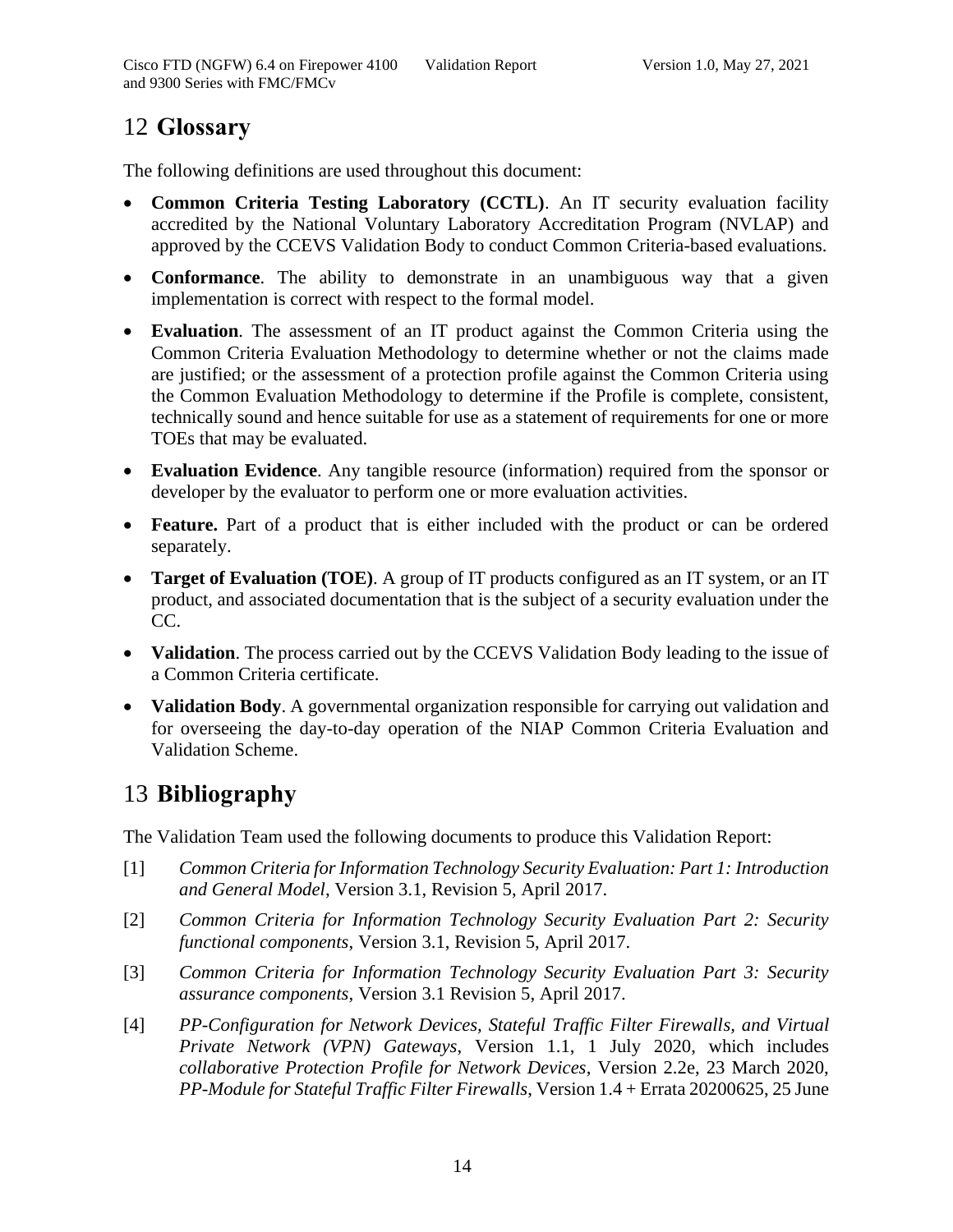# 12 Glossary

The following definitions are used throughout this document:

- **Common Criteria Testing Laboratory (CCTL)**. An IT security evaluation facility accredited by the National Voluntary Laboratory Accreditation Program (NVLAP) and approved by the CCEVS Validation Body to conduct Common Criteria-based evaluations.
- **Conformance**. The ability to demonstrate in an unambiguous way that a given implementation is correct with respect to the formal model.
- **Evaluation**. The assessment of an IT product against the Common Criteria using the Common Criteria Evaluation Methodology to determine whether or not the claims made are justified; or the assessment of a protection profile against the Common Criteria using the Common Evaluation Methodology to determine if the Profile is complete, consistent, technically sound and hence suitable for use as a statement of requirements for one or more TOEs that may be evaluated.
- **Evaluation Evidence**. Any tangible resource (information) required from the sponsor or developer by the evaluator to perform one or more evaluation activities.
- **Feature.** Part of a product that is either included with the product or can be ordered separately.
- **Target of Evaluation (TOE)**. A group of IT products configured as an IT system, or an IT product, and associated documentation that is the subject of a security evaluation under the CC.
- **Validation**. The process carried out by the CCEVS Validation Body leading to the issue of a Common Criteria certificate.
- **Validation Body**. A governmental organization responsible for carrying out validation and for overseeing the day-to-day operation of the NIAP Common Criteria Evaluation and Validation Scheme.

# 13 Bibliography

The Validation Team used the following documents to produce this Validation Report:

[1] *Common Criteria for Information Technology Security Evaluation: Part 1: Introduction and General Model*, Version 3.1, Revision 5, April 2017.

[2] *Common Criteria for Information Technology Security Evaluation Part 2: Security functional components*, Version 3.1, Revision 5, April 2017.

[3] *Common Criteria for Information Technology Security Evaluation Part 3: Security assurance components*, Version 3.1 Revision 5, April 2017.

[4] *PP-Configuration for Network Devices, Stateful Traffic Filter Firewalls, and Virtual Private Network (VPN) Gateways*, Version 1.1, 1 July 2020, which includes *collaborative Protection Profile for Network Devices*, Version 2.2e, 23 March 2020, *PP-Module for Stateful Traffic Filter Firewalls*, Version 1.4 + Errata 20200625, 25 June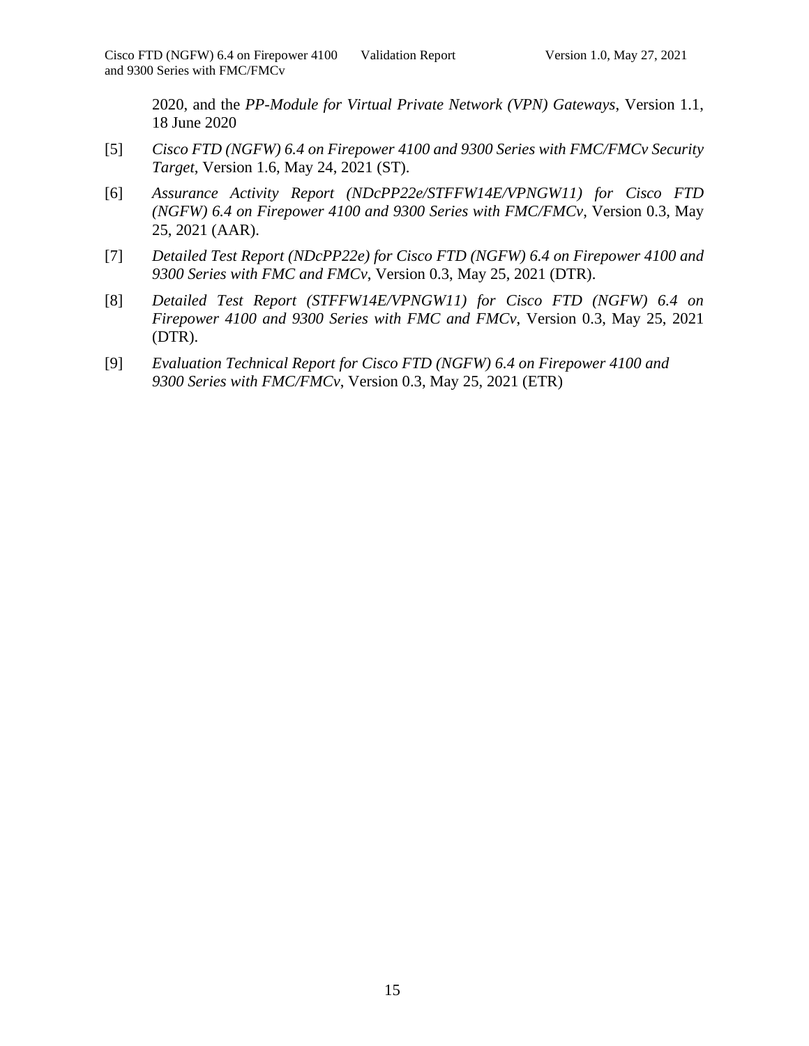2020, and the *PP-Module for Virtual Private Network (VPN) Gateways*, Version 1.1, 18 June 2020

[5] *Cisco FTD (NGFW) 6.4 on Firepower 4100 and 9300 Series with FMC/FMCv Security Target*, Version 1.6, May 24, 2021 (ST).

[6] *Assurance Activity Report (NDcPP22e/STFFW14E/VPNGW11) for Cisco FTD (NGFW) 6.4 on Firepower 4100 and 9300 Series with FMC/FMCv*, Version 0.3, May 25, 2021 (AAR).

[7] *Detailed Test Report (NDcPP22e) for Cisco FTD (NGFW) 6.4 on Firepower 4100 and 9300 Series with FMC and FMCv*, Version 0.3, May 25, 2021 (DTR).

[8] *Detailed Test Report (STFFW14E/VPNGW11) for Cisco FTD (NGFW) 6.4 on Firepower 4100 and 9300 Series with FMC and FMCv*, Version 0.3, May 25, 2021 (DTR).

[9] *Evaluation Technical Report for Cisco FTD (NGFW) 6.4 on Firepower 4100 and 9300 Series with FMC/FMCv*, Version 0.3, May 25, 2021 (ETR)